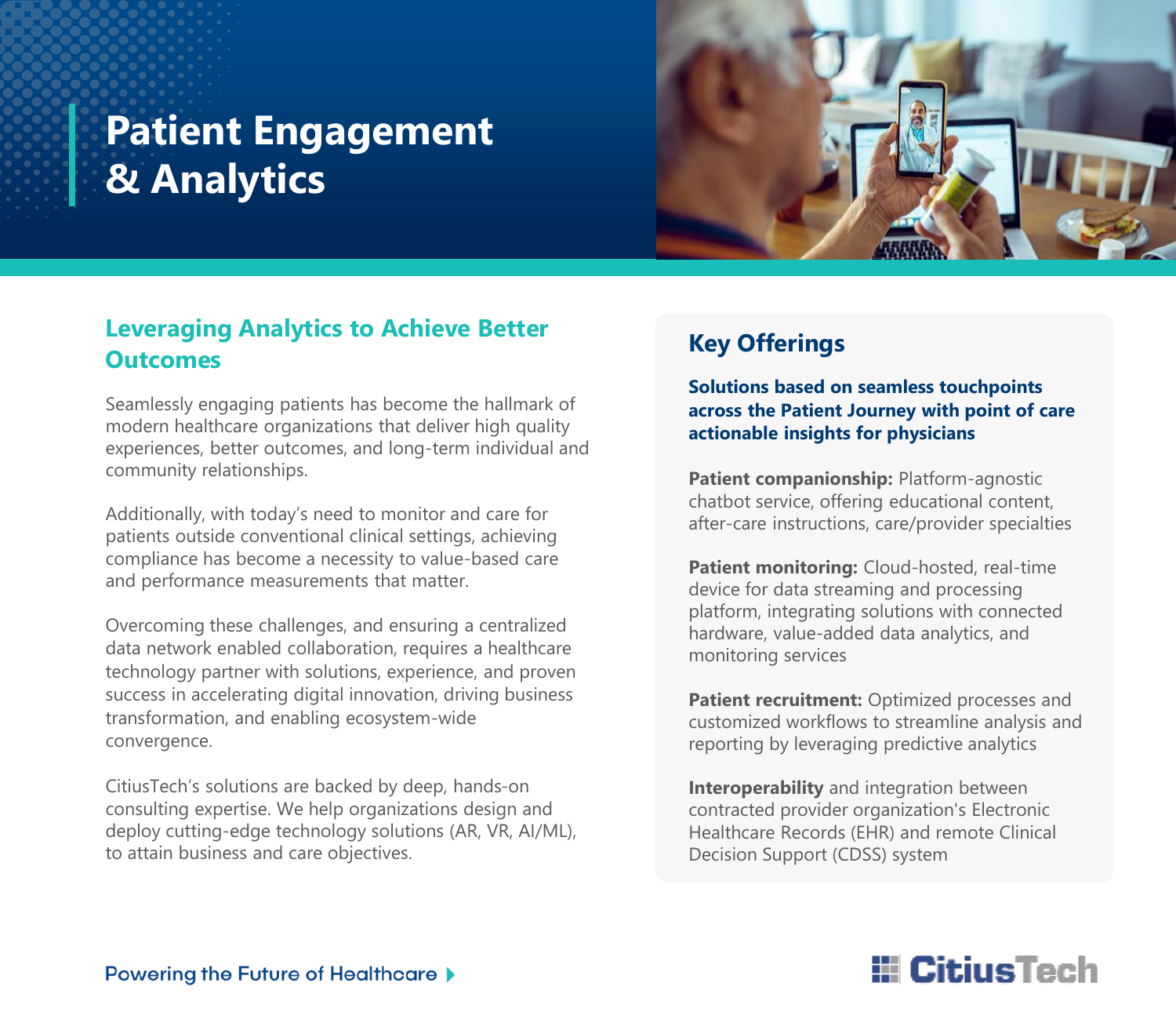# Patient Engagement & Analytics

## Leveraging Analytics to Achieve Better Outcomes

Seamlessly engaging patients has become the hallmark of modern healthcare organizations that deliver high quality experiences, better outcomes, and long-term individual and community relationships.

Additionally, with today's need to monitor and care for patients outside conventional clinical settings, achieving compliance has become a necessity to value-based care and performance measurements that matter.

Overcoming these challenges, and ensuring a centralized data network enabled collaboration, requires a healthcare technology partner with solutions, experience, and proven success in accelerating digital innovation, driving business transformation, and enabling ecosystem-wide convergence.

CitiusTech's solutions are backed by deep, hands-on consulting expertise. We help organizations design and deploy cutting-edge technology solutions (AR, VR, AI/ML), to attain business and care objectives.

## Key Offerings

**Solutions based on seamless touchpoints across the Patient Journey with point of care actionable insights for physicians**

**Patient companionship:** Platform-agnostic chatbot service, offering educational content, after-care instructions, care/provider specialties

**Patient monitoring:** Cloud-hosted, real-time device for data streaming and processing platform, integrating solutions with connected hardware, value-added data analytics, and monitoring services

**Patient recruitment:** Optimized processes and customized workflows to streamline analysis and reporting by leveraging predictive analytics

**Interoperability** and integration between contracted provider organization's Electronic Healthcare Records (EHR) and remote Clinical Decision Support (CDSS) system

Powering the Future of Healthcare

CitiusTech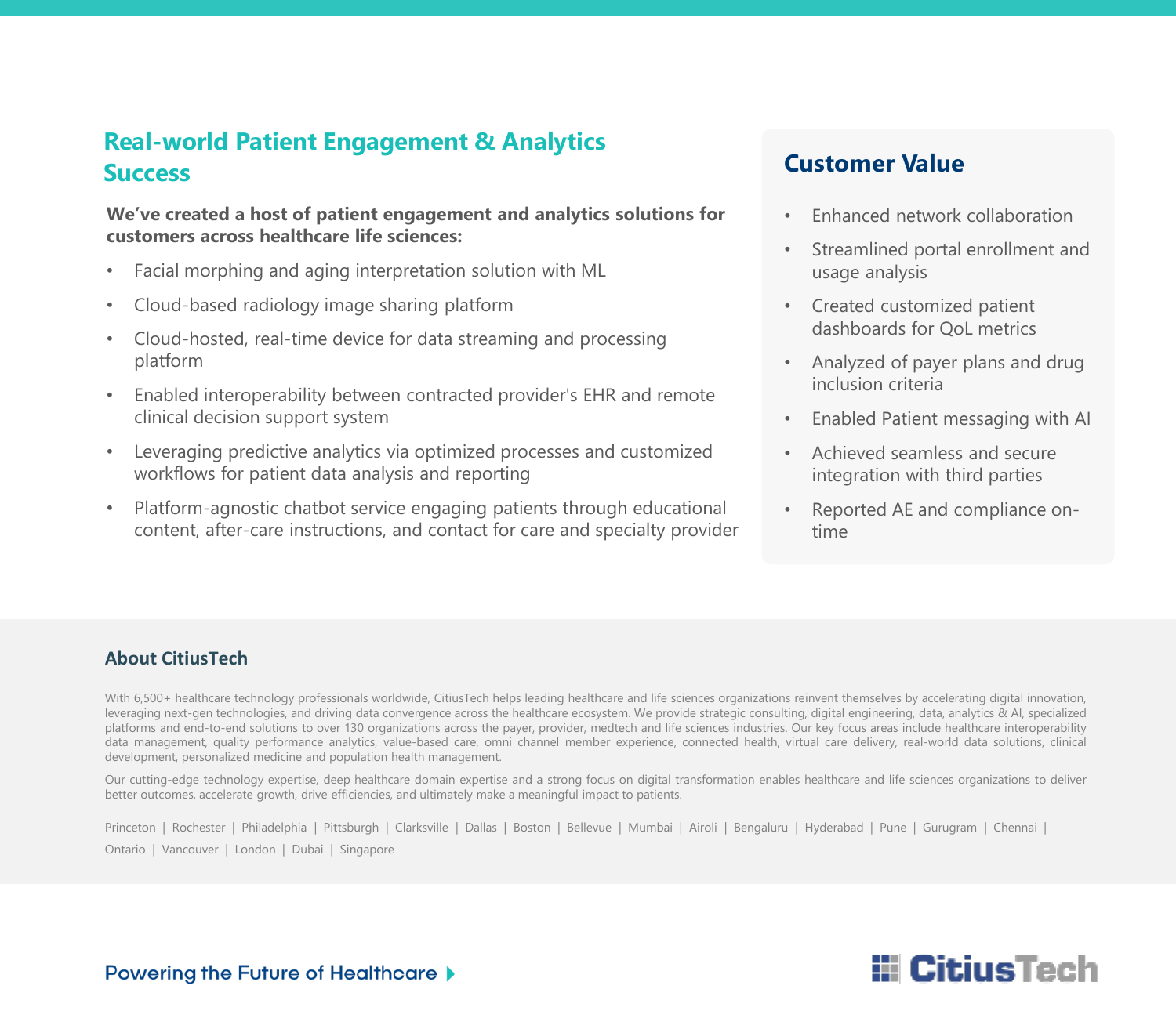## Real-world Patient Engagement & Analytics Success

**We've created a host of patient engagement and analytics solutions for customers across healthcare life sciences:**

- Facial morphing and aging interpretation solution with ML
- Cloud-based radiology image sharing platform
- Cloud-hosted, real-time device for data streaming and processing platform
- Enabled interoperability between contracted provider's EHR and remote clinical decision support system
- Leveraging predictive analytics via optimized processes and customized workflows for patient data analysis and reporting
- Platform-agnostic chatbot service engaging patients through educational content, after-care instructions, and contact for care and specialty provider

## Customer Value

- Enhanced network collaboration
- Streamlined portal enrollment and usage analysis
- Created customized patient dashboards for QoL metrics
- Analyzed of payer plans and drug inclusion criteria
- Enabled Patient messaging with AI
- Achieved seamless and secure integration with third parties
- Reported AE and compliance on-time

### About CitiusTech

With 6,500+ healthcare technology professionals worldwide, CitiusTech helps leading healthcare and life sciences organizations reinvent themselves by accelerating digital innovation, leveraging next-gen technologies, and driving data convergence across the healthcare ecosystem. We provide strategic consulting, digital engineering, data, analytics & AI, specialized platforms and end-to-end solutions to over 130 organizations across the payer, provider, medtech and life sciences industries. Our key focus areas include healthcare interoperability data management, quality performance analytics, value-based care, omni channel member experience, connected health, virtual care delivery, real-world data solutions, clinical development, personalized medicine and population health management.

Our cutting-edge technology expertise, deep healthcare domain expertise and a strong focus on digital transformation enables healthcare and life sciences organizations to deliver better outcomes, accelerate growth, drive efficiencies, and ultimately make a meaningful impact to patients.

Princeton | Rochester | Philadelphia | Pittsburgh | Clarksville | Dallas | Boston | Bellevue | Mumbai | Airoli | Bengaluru | Hyderabad | Pune | Gurugram | Chennai | Ontario | Vancouver | London | Dubai | Singapore

Powering the Future of Healthcare

CitiusTech